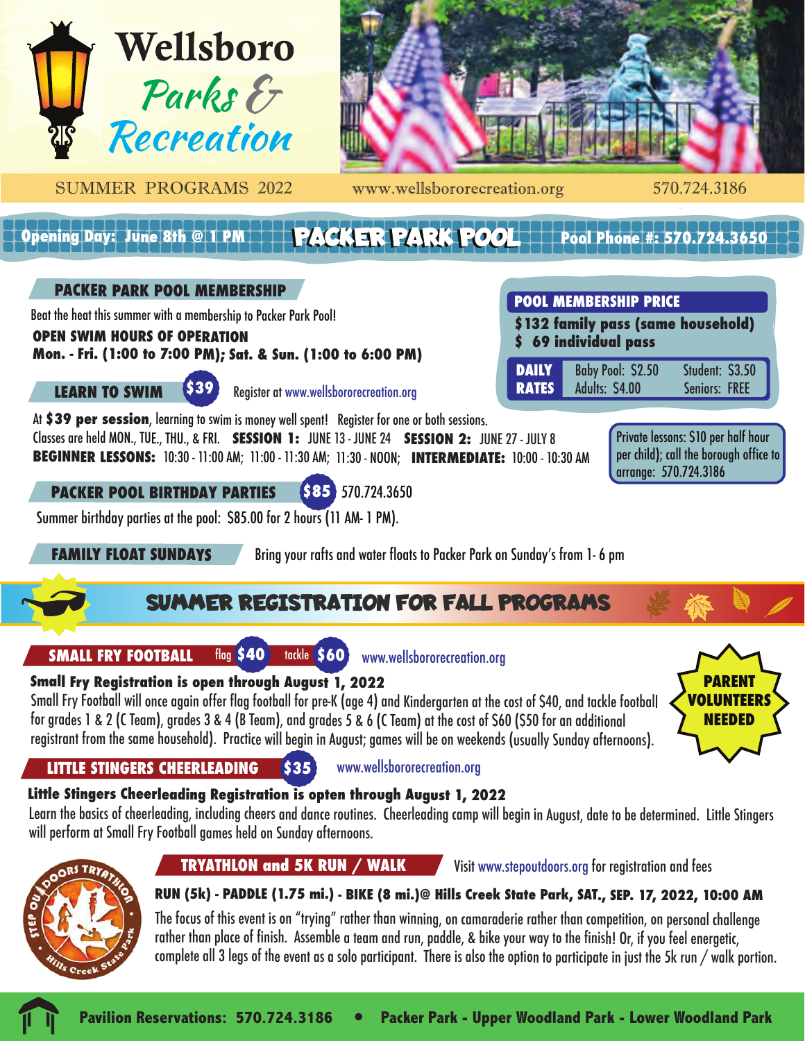# Wellsboro Parks & Recreation

SUMMER PROGRAMS 2022 www.wellsbororecreation.org 570.724.3186

## PACKER PARK POOL

Opening Day: June 8th @ 1 PM

Pool Phone #: 570.724.3650

### PACKER PARK POOL MEMBERSHIP

Beat the heat this summer with a membership to Packer Park Pool!

**OPEN SWIM HOURS OF OPERATION**

**Mon. - Fri. (1:00 to 7:00 PM); Sat. & Sun. (1:00 to 6:00 PM)**

**POOL MEMBERSHIP PRICE**

**$132 family pass (same household)**

**$ 69 individual pass**

| | | |
|---|---|---|
| **DAILY RATES** | Baby Pool: $2.50 | Student: $3.50 |
| | Adults: $4.00 | Seniors: FREE |

### LEARN TO SWIM $39

Register at www.wellsbororecreation.org

At **$39 per session**, learning to swim is money well spent! Register for one or both sessions.

Classes are held MON., TUE., THU., & FRI. **SESSION 1:** JUNE 13 - JUNE 24 **SESSION 2:** JUNE 27 - JULY 8

**BEGINNER LESSONS:** 10:30 - 11:00 AM; 11:00 - 11:30 AM; 11:30 - NOON; **INTERMEDIATE:** 10:00 - 10:30 AM

Private lessons: $10 per half hour per child); call the borough office to arrange: 570.724.3186

### PACKER POOL BIRTHDAY PARTIES $85

570.724.3650

Summer birthday parties at the pool: $85.00 for 2 hours (11 AM- 1 PM).

### FAMILY FLOAT SUNDAYS

Bring your rafts and water floats to Packer Park on Sunday's from 1- 6 pm

## SUMMER REGISTRATION FOR FALL PROGRAMS

### SMALL FRY FOOTBALL flag $40 tackle $60

www.wellsbororecreation.org

**Small Fry Registration is open through August 1, 2022**

Small Fry Football will once again offer flag football for pre-K (age 4) and Kindergarten at the cost of $40, and tackle football for grades 1 & 2 (C Team), grades 3 & 4 (B Team), and grades 5 & 6 (C Team) at the cost of $60 ($50 for an additional registrant from the same household). Practice will begin in August; games will be on weekends (usually Sunday afternoons).

**PARENT VOLUNTEERS NEEDED**

### LITTLE STINGERS CHEERLEADING $35

www.wellsbororecreation.org

**Little Stingers Cheerleading Registration is opten through August 1, 2022**

Learn the basics of cheerleading, including cheers and dance routines. Cheerleading camp will begin in August, date to be determined. Little Stingers will perform at Small Fry Football games held on Sunday afternoons.

### TRYATHLON and 5K RUN / WALK

Visit www.stepoutdoors.org for registration and fees

**RUN (5k) - PADDLE (1.75 mi.) - BIKE (8 mi.)@ Hills Creek State Park, SAT., SEP. 17, 2022, 10:00 AM**

The focus of this event is on "trying" rather than winning, on camaraderie rather than competition, on personal challenge rather than place of finish. Assemble a team and run, paddle, & bike your way to the finish! Or, if you feel energetic, complete all 3 legs of the event as a solo participant. There is also the option to participate in just the 5k run / walk portion.

**Pavilion Reservations: 570.724.3186 • Packer Park - Upper Woodland Park - Lower Woodland Park**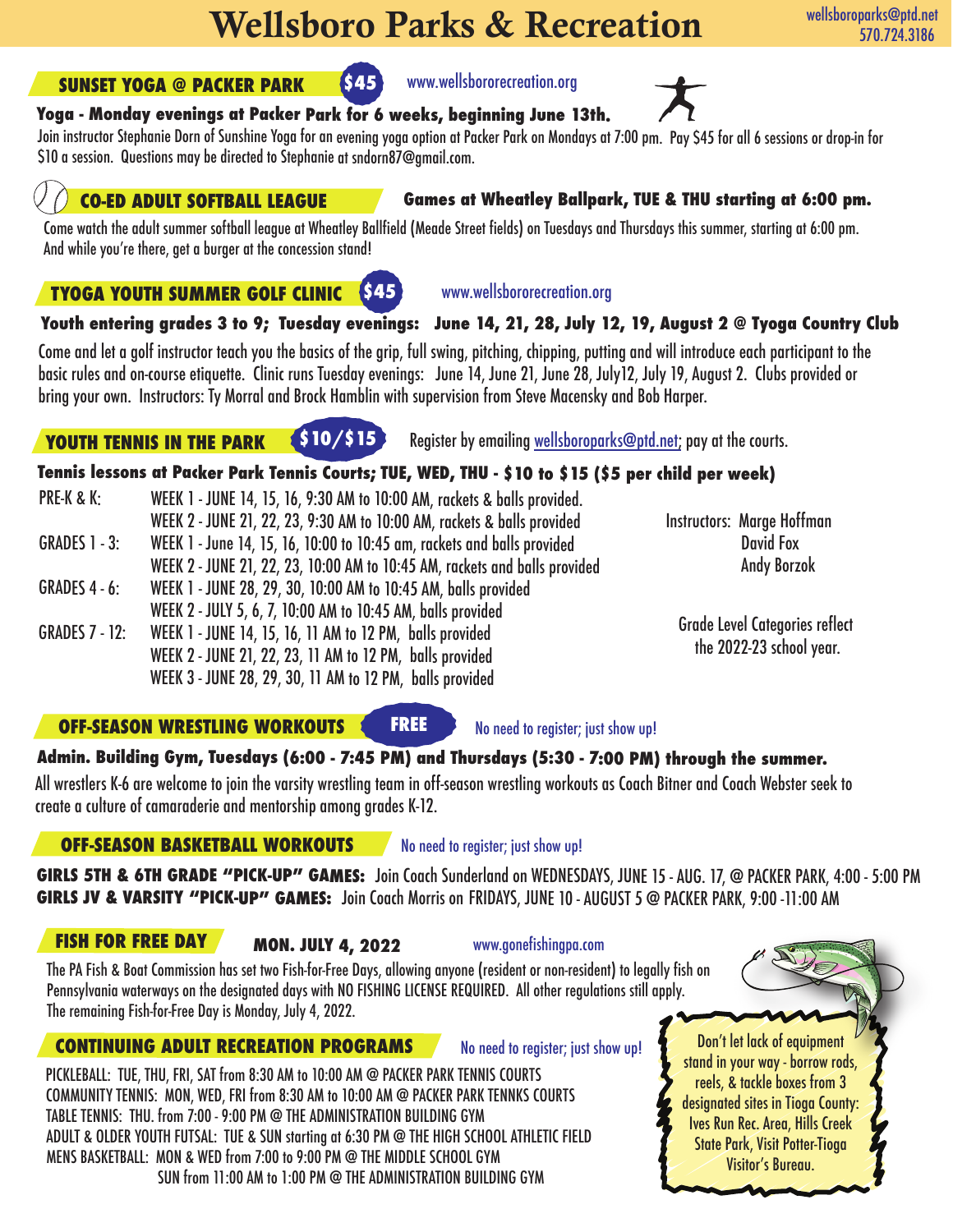# Wellsboro Parks & Recreation

wellsboroparks@ptd.net
570.724.3186

## SUNSET YOGA @ PACKER PARK

**$45**

www.wellsbororecreation.org

**Yoga - Monday evenings at Packer Park for 6 weeks, beginning June 13th.**

Join instructor Stephanie Dorn of Sunshine Yoga for an evening yoga option at Packer Park on Mondays at 7:00 pm. Pay $45 for all 6 sessions or drop-in for $10 a session. Questions may be directed to Stephanie at sndorn87@gmail.com.

## CO-ED ADULT SOFTBALL LEAGUE

**Games at Wheatley Ballpark, TUE & THU starting at 6:00 pm.**

Come watch the adult summer softball league at Wheatley Ballfield (Meade Street fields) on Tuesdays and Thursdays this summer, starting at 6:00 pm. And while you're there, get a burger at the concession stand!

## TYOGA YOUTH SUMMER GOLF CLINIC

**$45**

www.wellsbororecreation.org

**Youth entering grades 3 to 9; Tuesday evenings: June 14, 21, 28, July 12, 19, August 2 @ Tyoga Country Club**

Come and let a golf instructor teach you the basics of the grip, full swing, pitching, chipping, putting and will introduce each participant to the basic rules and on-course etiquette. Clinic runs Tuesday evenings: June 14, June 21, June 28, July12, July 19, August 2. Clubs provided or bring your own. Instructors: Ty Morral and Brock Hamblin with supervision from Steve Macensky and Bob Harper.

## YOUTH TENNIS IN THE PARK

**$10/$15**

Register by emailing wellsboroparks@ptd.net; pay at the courts.

**Tennis lessons at Packer Park Tennis Courts; TUE, WED, THU - $10 to $15 ($5 per child per week)**

| | |
|---|---|
| PRE-K & K: | WEEK 1 - JUNE 14, 15, 16, 9:30 AM to 10:00 AM, rackets & balls provided. |
| | WEEK 2 - JUNE 21, 22, 23, 9:30 AM to 10:00 AM, rackets & balls provided |
| GRADES 1 - 3: | WEEK 1 - June 14, 15, 16, 10:00 to 10:45 am, rackets and balls provided |
| | WEEK 2 - JUNE 21, 22, 23, 10:00 AM to 10:45 AM, rackets and balls provided |
| GRADES 4 - 6: | WEEK 1 - JUNE 28, 29, 30, 10:00 AM to 10:45 AM, balls provided |
| | WEEK 2 - JULY 5, 6, 7, 10:00 AM to 10:45 AM, balls provided |
| GRADES 7 - 12: | WEEK 1 - JUNE 14, 15, 16, 11 AM to 12 PM, balls provided |
| | WEEK 2 - JUNE 21, 22, 23, 11 AM to 12 PM, balls provided |
| | WEEK 3 - JUNE 28, 29, 30, 11 AM to 12 PM, balls provided |

Instructors: Marge Hoffman
David Fox
Andy Borzok

Grade Level Categories reflect the 2022-23 school year.

## OFF-SEASON WRESTLING WORKOUTS

**FREE**

No need to register; just show up!

**Admin. Building Gym, Tuesdays (6:00 - 7:45 PM) and Thursdays (5:30 - 7:00 PM) through the summer.**

All wrestlers K-6 are welcome to join the varsity wrestling team in off-season wrestling workouts as Coach Bitner and Coach Webster seek to create a culture of camaraderie and mentorship among grades K-12.

## OFF-SEASON BASKETBALL WORKOUTS

No need to register; just show up!

**GIRLS 5TH & 6TH GRADE "PICK-UP" GAMES:** Join Coach Sunderland on WEDNESDAYS, JUNE 15 - AUG. 17, @ PACKER PARK, 4:00 - 5:00 PM
**GIRLS JV & VARSITY "PICK-UP" GAMES:** Join Coach Morris on FRIDAYS, JUNE 10 - AUGUST 5 @ PACKER PARK, 9:00 -11:00 AM

## FISH FOR FREE DAY

**MON. JULY 4, 2022**

www.gonefishingpa.com

The PA Fish & Boat Commission has set two Fish-for-Free Days, allowing anyone (resident or non-resident) to legally fish on Pennsylvania waterways on the designated days with NO FISHING LICENSE REQUIRED. All other regulations still apply. The remaining Fish-for-Free Day is Monday, July 4, 2022.

Don't let lack of equipment stand in your way - borrow rods, reels, & tackle boxes from 3 designated sites in Tioga County: Ives Run Rec. Area, Hills Creek State Park, Visit Potter-Tioga Visitor's Bureau.

## CONTINUING ADULT RECREATION PROGRAMS

No need to register; just show up!

PICKLEBALL: TUE, THU, FRI, SAT from 8:30 AM to 10:00 AM @ PACKER PARK TENNIS COURTS
COMMUNITY TENNIS: MON, WED, FRI from 8:30 AM to 10:00 AM @ PACKER PARK TENNKS COURTS
TABLE TENNIS: THU. from 7:00 - 9:00 PM @ THE ADMINISTRATION BUILDING GYM
ADULT & OLDER YOUTH FUTSAL: TUE & SUN starting at 6:30 PM @ THE HIGH SCHOOL ATHLETIC FIELD
MENS BASKETBALL: MON & WED from 7:00 to 9:00 PM @ THE MIDDLE SCHOOL GYM
SUN from 11:00 AM to 1:00 PM @ THE ADMINISTRATION BUILDING GYM